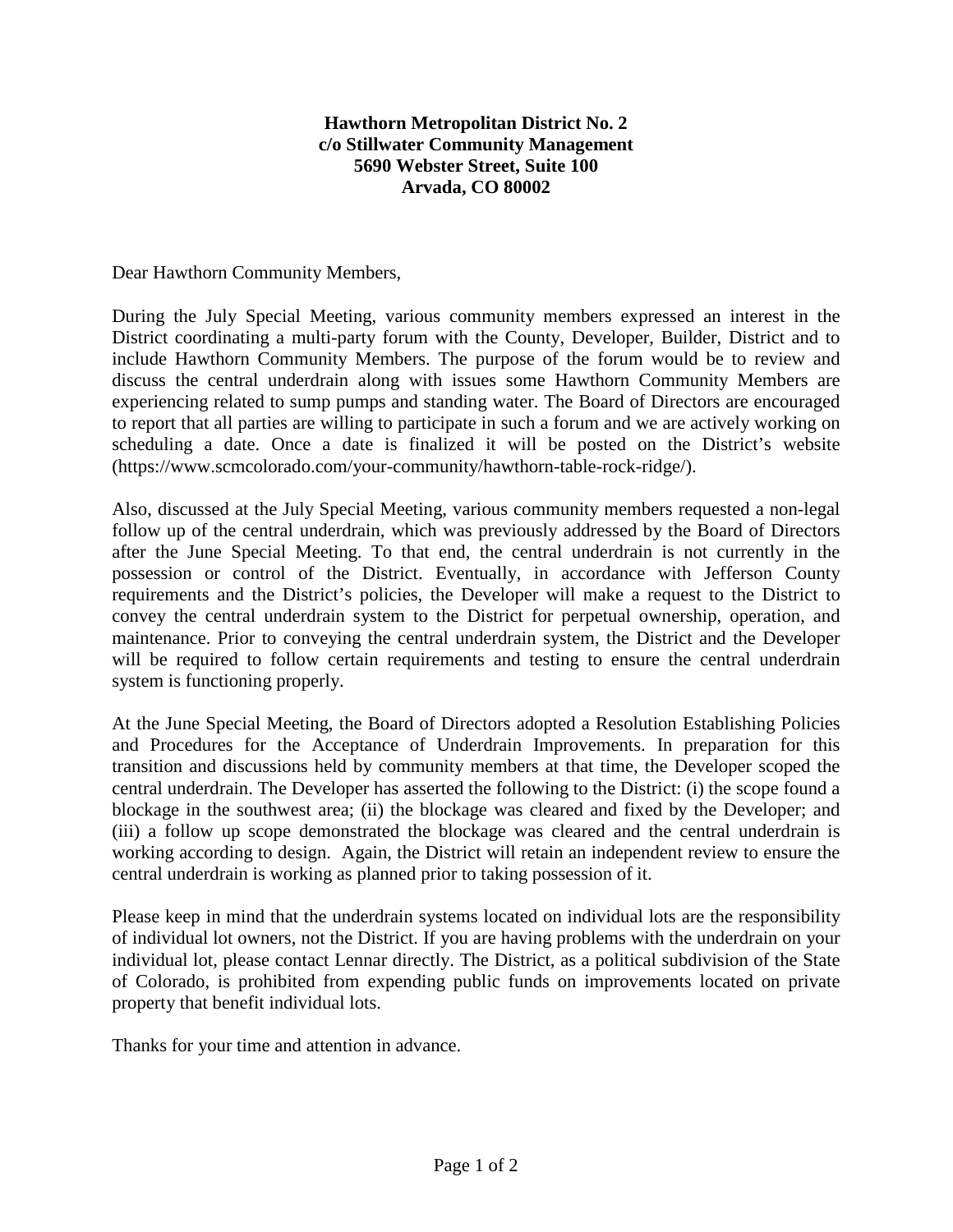**Hawthorn Metropolitan District No. 2**
**c/o Stillwater Community Management**
**5690 Webster Street, Suite 100**
**Arvada, CO 80002**

Dear Hawthorn Community Members,

During the July Special Meeting, various community members expressed an interest in the District coordinating a multi-party forum with the County, Developer, Builder, District and to include Hawthorn Community Members. The purpose of the forum would be to review and discuss the central underdrain along with issues some Hawthorn Community Members are experiencing related to sump pumps and standing water. The Board of Directors are encouraged to report that all parties are willing to participate in such a forum and we are actively working on scheduling a date. Once a date is finalized it will be posted on the District's website (https://www.scmcolorado.com/your-community/hawthorn-table-rock-ridge/).

Also, discussed at the July Special Meeting, various community members requested a non-legal follow up of the central underdrain, which was previously addressed by the Board of Directors after the June Special Meeting. To that end, the central underdrain is not currently in the possession or control of the District. Eventually, in accordance with Jefferson County requirements and the District's policies, the Developer will make a request to the District to convey the central underdrain system to the District for perpetual ownership, operation, and maintenance. Prior to conveying the central underdrain system, the District and the Developer will be required to follow certain requirements and testing to ensure the central underdrain system is functioning properly.

At the June Special Meeting, the Board of Directors adopted a Resolution Establishing Policies and Procedures for the Acceptance of Underdrain Improvements. In preparation for this transition and discussions held by community members at that time, the Developer scoped the central underdrain. The Developer has asserted the following to the District: (i) the scope found a blockage in the southwest area; (ii) the blockage was cleared and fixed by the Developer; and (iii) a follow up scope demonstrated the blockage was cleared and the central underdrain is working according to design. Again, the District will retain an independent review to ensure the central underdrain is working as planned prior to taking possession of it.

Please keep in mind that the underdrain systems located on individual lots are the responsibility of individual lot owners, not the District. If you are having problems with the underdrain on your individual lot, please contact Lennar directly. The District, as a political subdivision of the State of Colorado, is prohibited from expending public funds on improvements located on private property that benefit individual lots.

Thanks for your time and attention in advance.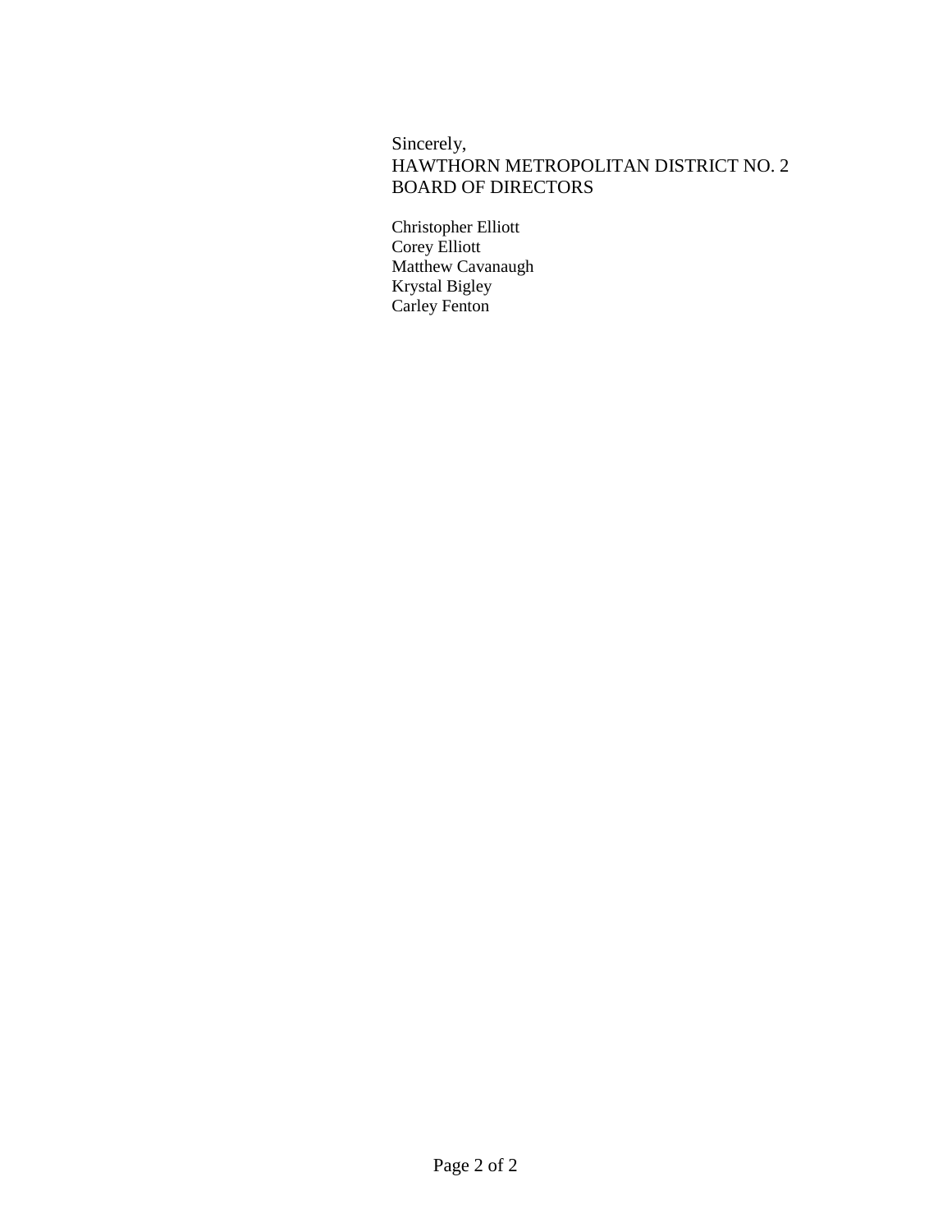Sincerely,
HAWTHORN METROPOLITAN DISTRICT NO. 2
BOARD OF DIRECTORS

Christopher Elliott
Corey Elliott
Matthew Cavanaugh
Krystal Bigley
Carley Fenton